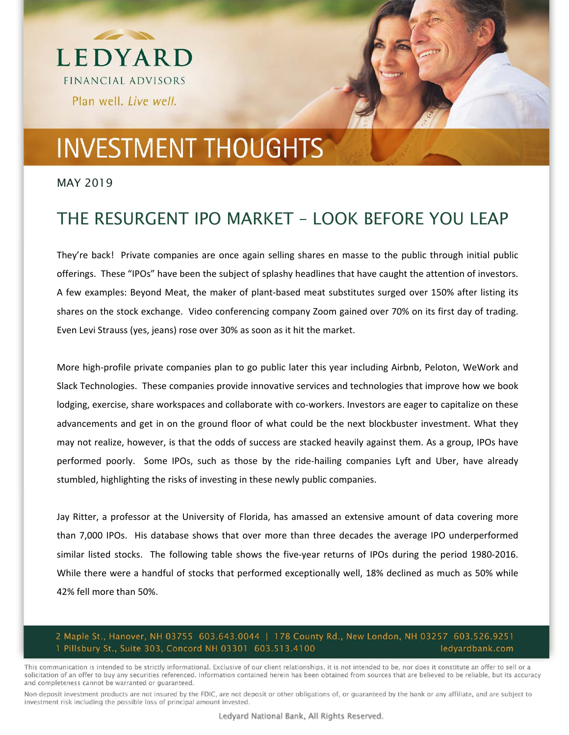LEDYARD

FINANCIAL ADVISORS

Plan well. *Live well.*

# INVESTMENT THOUGHTS

MAY 2019

## THE RESURGENT IPO MARKET – LOOK BEFORE YOU LEAP

They're back! Private companies are once again selling shares en masse to the public through initial public offerings. These "IPOs" have been the subject of splashy headlines that have caught the attention of investors. A few examples: Beyond Meat, the maker of plant-based meat substitutes surged over 150% after listing its shares on the stock exchange. Video conferencing company Zoom gained over 70% on its first day of trading. Even Levi Strauss (yes, jeans) rose over 30% as soon as it hit the market.

More high-profile private companies plan to go public later this year including Airbnb, Peloton, WeWork and Slack Technologies. These companies provide innovative services and technologies that improve how we book lodging, exercise, share workspaces and collaborate with co-workers. Investors are eager to capitalize on these advancements and get in on the ground floor of what could be the next blockbuster investment. What they may not realize, however, is that the odds of success are stacked heavily against them. As a group, IPOs have performed poorly. Some IPOs, such as those by the ride-hailing companies Lyft and Uber, have already stumbled, highlighting the risks of investing in these newly public companies.

Jay Ritter, a professor at the University of Florida, has amassed an extensive amount of data covering more than 7,000 IPOs. His database shows that over more than three decades the average IPO underperformed similar listed stocks. The following table shows the five-year returns of IPOs during the period 1980-2016. While there were a handful of stocks that performed exceptionally well, 18% declined as much as 50% while 42% fell more than 50%.

2 Maple St., Hanover, NH 03755 603.643.0044 | 178 County Rd., New London, NH 03257 603.526.9251
1 Pillsbury St., Suite 303, Concord NH 03301 603.513.4100 ledyardbank.com

This communication is intended to be strictly informational. Exclusive of our client relationships, it is not intended to be, nor does it constitute an offer to sell or a solicitation of an offer to buy any securities referenced. Information contained herein has been obtained from sources that are believed to be reliable, but its accuracy and completeness cannot be warranted or guaranteed.

Non-deposit investment products are not insured by the FDIC, are not deposit or other obligations of, or guaranteed by the bank or any affiliate, and are subject to investment risk including the possible loss of principal amount invested.

Ledyard National Bank, All Rights Reserved.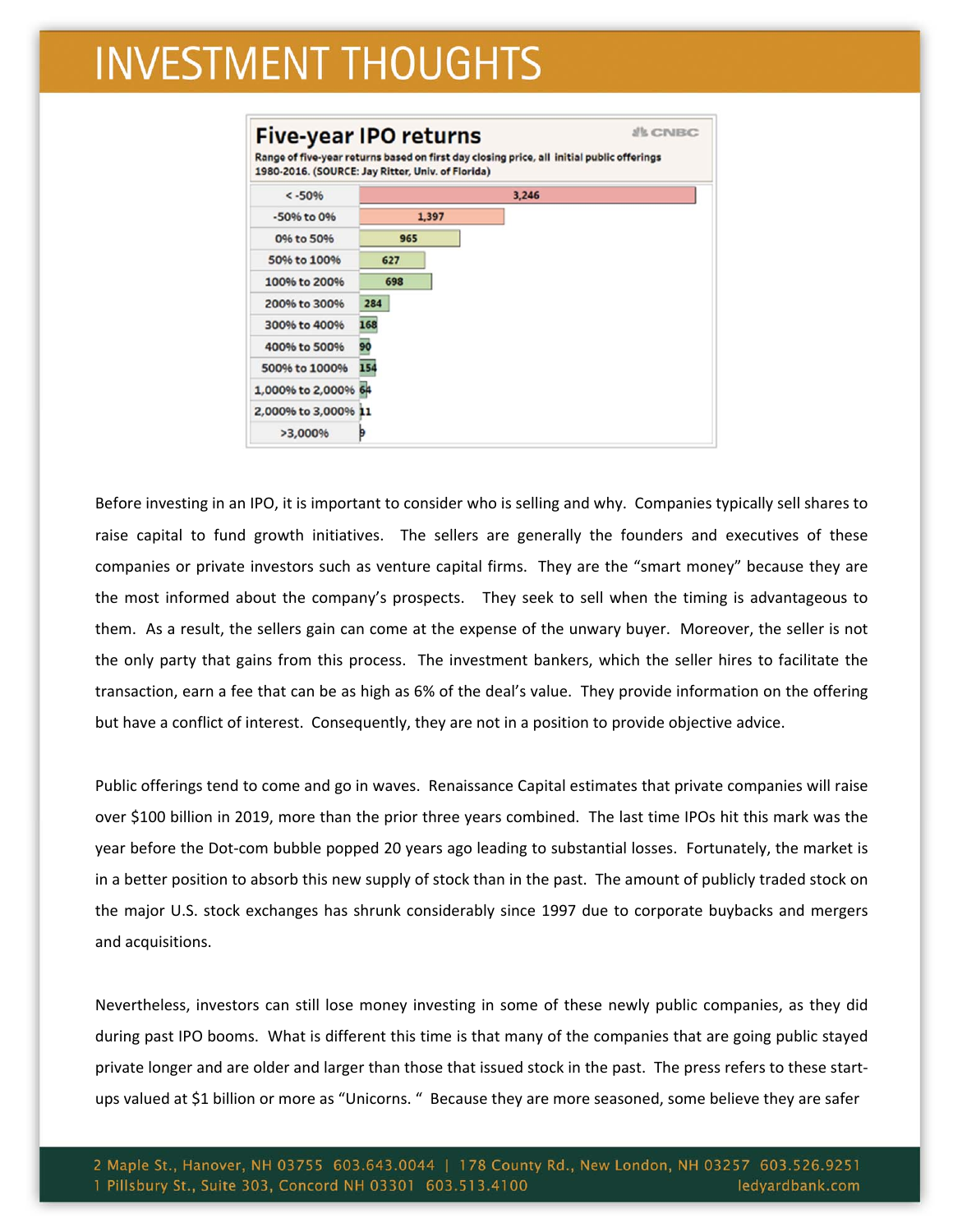# INVESTMENT THOUGHTS

**Five-year IPO returns**

Range of five-year returns based on first day closing price, all initial public offerings 1980-2016. (SOURCE: Jay Ritter, Univ. of Florida)

CNBC

| Return range | Number of IPOs |
| --- | --- |
| < -50% | 3,246 |
| -50% to 0% | 1,397 |
| 0% to 50% | 965 |
| 50% to 100% | 627 |
| 100% to 200% | 698 |
| 200% to 300% | 284 |
| 300% to 400% | 168 |
| 400% to 500% | 90 |
| 500% to 1000% | 154 |
| 1,000% to 2,000% | 64 |
| 2,000% to 3,000% | 11 |
| >3,000% | 9 |

Before investing in an IPO, it is important to consider who is selling and why. Companies typically sell shares to raise capital to fund growth initiatives. The sellers are generally the founders and executives of these companies or private investors such as venture capital firms. They are the "smart money" because they are the most informed about the company's prospects. They seek to sell when the timing is advantageous to them. As a result, the sellers gain can come at the expense of the unwary buyer. Moreover, the seller is not the only party that gains from this process. The investment bankers, which the seller hires to facilitate the transaction, earn a fee that can be as high as 6% of the deal's value. They provide information on the offering but have a conflict of interest. Consequently, they are not in a position to provide objective advice.

Public offerings tend to come and go in waves. Renaissance Capital estimates that private companies will raise over $100 billion in 2019, more than the prior three years combined. The last time IPOs hit this mark was the year before the Dot-com bubble popped 20 years ago leading to substantial losses. Fortunately, the market is in a better position to absorb this new supply of stock than in the past. The amount of publicly traded stock on the major U.S. stock exchanges has shrunk considerably since 1997 due to corporate buybacks and mergers and acquisitions.

Nevertheless, investors can still lose money investing in some of these newly public companies, as they did during past IPO booms. What is different this time is that many of the companies that are going public stayed private longer and are older and larger than those that issued stock in the past. The press refers to these start-ups valued at $1 billion or more as "Unicorns." Because they are more seasoned, some believe they are safer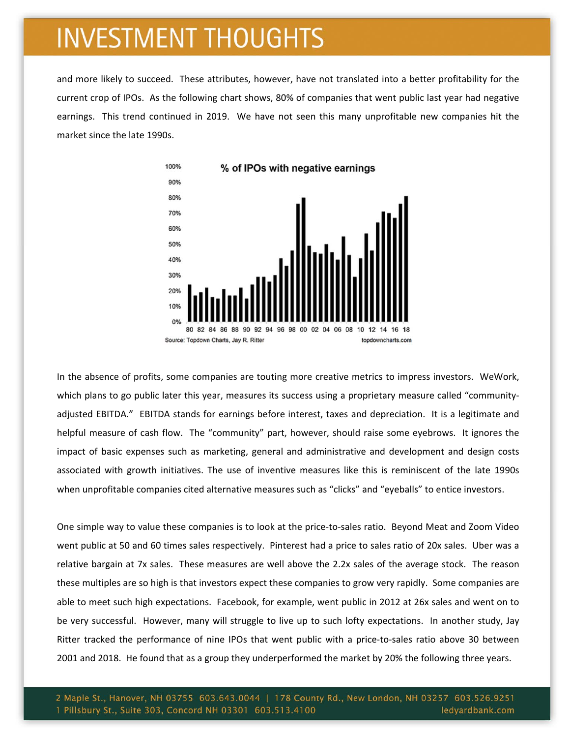and more likely to succeed. These attributes, however, have not translated into a better profitability for the current crop of IPOs. As the following chart shows, 80% of companies that went public last year had negative earnings. This trend continued in 2019. We have not seen this many unprofitable new companies hit the market since the late 1990s.

**% of IPOs with negative earnings**

Source: Topdown Charts, Jay R. Ritter — topdowncharts.com

In the absence of profits, some companies are touting more creative metrics to impress investors. WeWork, which plans to go public later this year, measures its success using a proprietary measure called "community-adjusted EBITDA." EBITDA stands for earnings before interest, taxes and depreciation. It is a legitimate and helpful measure of cash flow. The "community" part, however, should raise some eyebrows. It ignores the impact of basic expenses such as marketing, general and administrative and development and design costs associated with growth initiatives. The use of inventive measures like this is reminiscent of the late 1990s when unprofitable companies cited alternative measures such as "clicks" and "eyeballs" to entice investors.

One simple way to value these companies is to look at the price-to-sales ratio. Beyond Meat and Zoom Video went public at 50 and 60 times sales respectively. Pinterest had a price to sales ratio of 20x sales. Uber was a relative bargain at 7x sales. These measures are well above the 2.2x sales of the average stock. The reason these multiples are so high is that investors expect these companies to grow very rapidly. Some companies are able to meet such high expectations. Facebook, for example, went public in 2012 at 26x sales and went on to be very successful. However, many will struggle to live up to such lofty expectations. In another study, Jay Ritter tracked the performance of nine IPOs that went public with a price-to-sales ratio above 30 between 2001 and 2018. He found that as a group they underperformed the market by 20% the following three years.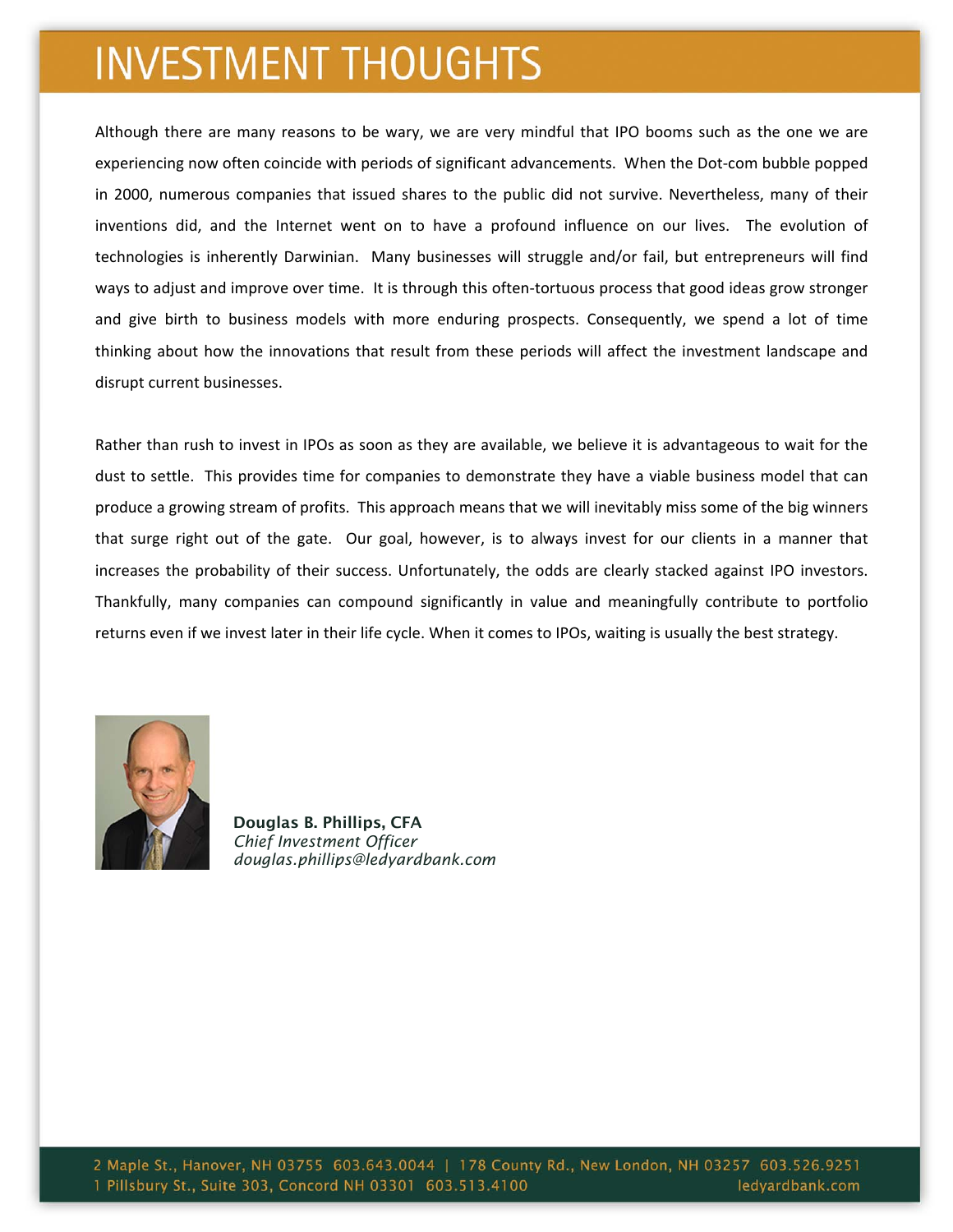# INVESTMENT THOUGHTS

Although there are many reasons to be wary, we are very mindful that IPO booms such as the one we are experiencing now often coincide with periods of significant advancements. When the Dot-com bubble popped in 2000, numerous companies that issued shares to the public did not survive. Nevertheless, many of their inventions did, and the Internet went on to have a profound influence on our lives. The evolution of technologies is inherently Darwinian. Many businesses will struggle and/or fail, but entrepreneurs will find ways to adjust and improve over time. It is through this often-tortuous process that good ideas grow stronger and give birth to business models with more enduring prospects. Consequently, we spend a lot of time thinking about how the innovations that result from these periods will affect the investment landscape and disrupt current businesses.

Rather than rush to invest in IPOs as soon as they are available, we believe it is advantageous to wait for the dust to settle. This provides time for companies to demonstrate they have a viable business model that can produce a growing stream of profits. This approach means that we will inevitably miss some of the big winners that surge right out of the gate. Our goal, however, is to always invest for our clients in a manner that increases the probability of their success. Unfortunately, the odds are clearly stacked against IPO investors. Thankfully, many companies can compound significantly in value and meaningfully contribute to portfolio returns even if we invest later in their life cycle. When it comes to IPOs, waiting is usually the best strategy.

**Douglas B. Phillips, CFA**
*Chief Investment Officer*
*douglas.phillips@ledyardbank.com*

2 Maple St., Hanover, NH 03755 603.643.0044 | 178 County Rd., New London, NH 03257 603.526.9251
1 Pillsbury St., Suite 303, Concord NH 03301 603.513.4100 ledyardbank.com